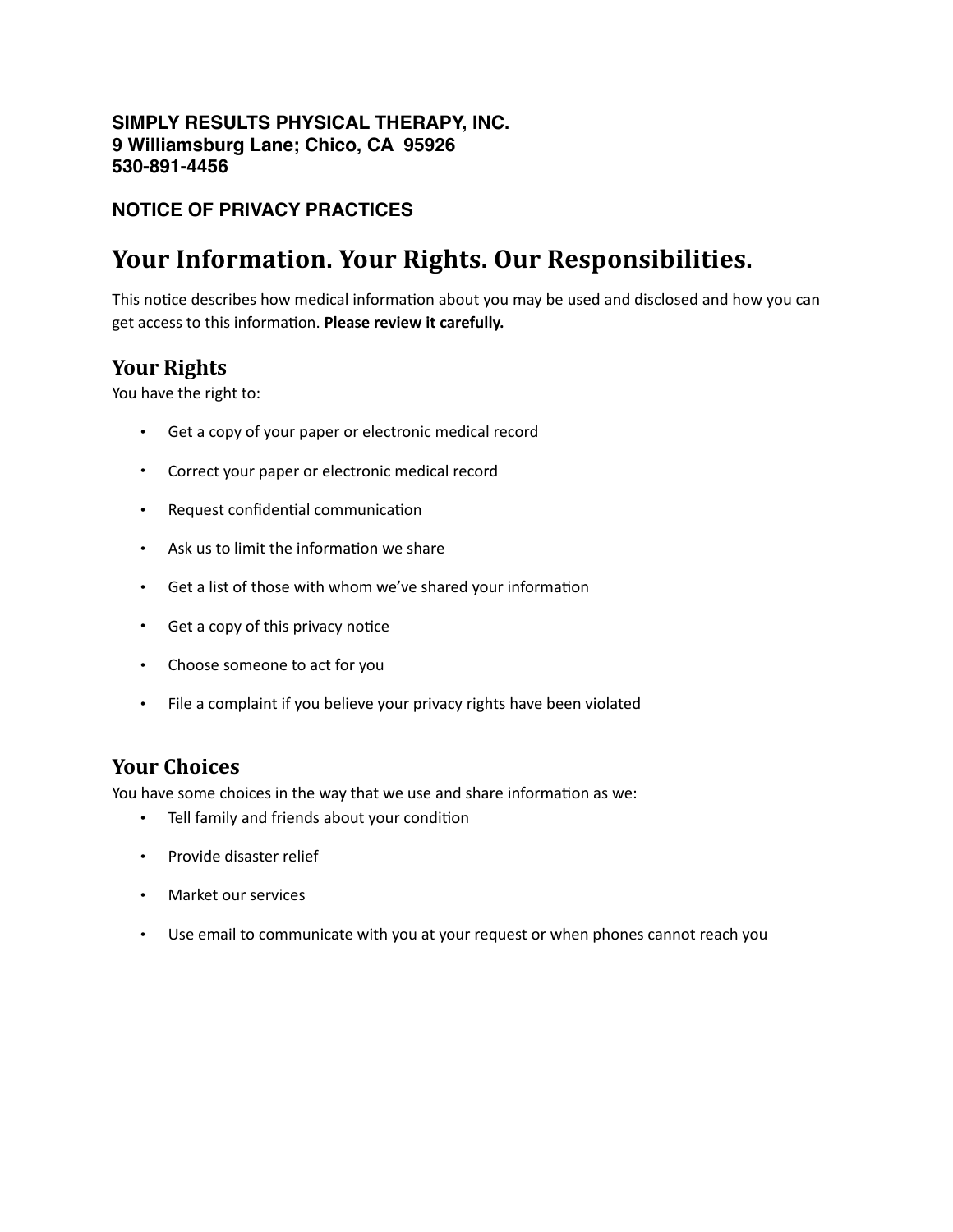**SIMPLY RESULTS PHYSICAL THERAPY, INC.**
**9 Williamsburg Lane; Chico, CA 95926**
**530-891-4456**

**NOTICE OF PRIVACY PRACTICES**

# Your Information. Your Rights. Our Responsibilities.

This notice describes how medical information about you may be used and disclosed and how you can get access to this information. **Please review it carefully.**

## Your Rights

You have the right to:

- Get a copy of your paper or electronic medical record
- Correct your paper or electronic medical record
- Request confidential communication
- Ask us to limit the information we share
- Get a list of those with whom we've shared your information
- Get a copy of this privacy notice
- Choose someone to act for you
- File a complaint if you believe your privacy rights have been violated

## Your Choices

You have some choices in the way that we use and share information as we:

- Tell family and friends about your condition
- Provide disaster relief
- Market our services
- Use email to communicate with you at your request or when phones cannot reach you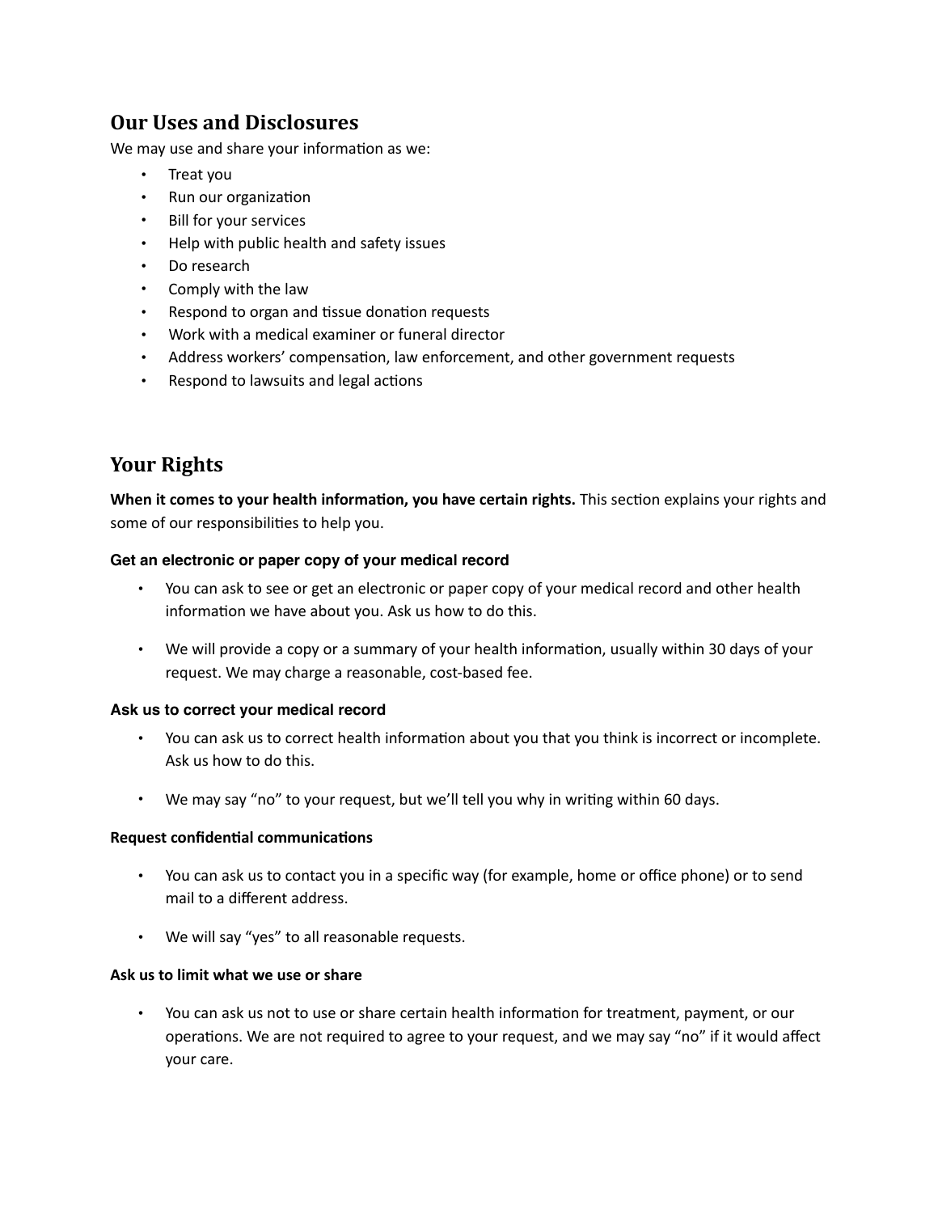## Our Uses and Disclosures

We may use and share your information as we:

- Treat you
- Run our organization
- Bill for your services
- Help with public health and safety issues
- Do research
- Comply with the law
- Respond to organ and tissue donation requests
- Work with a medical examiner or funeral director
- Address workers' compensation, law enforcement, and other government requests
- Respond to lawsuits and legal actions

## Your Rights

**When it comes to your health information, you have certain rights.** This section explains your rights and some of our responsibilities to help you.

#### Get an electronic or paper copy of your medical record

- You can ask to see or get an electronic or paper copy of your medical record and other health information we have about you. Ask us how to do this.
- We will provide a copy or a summary of your health information, usually within 30 days of your request. We may charge a reasonable, cost-based fee.

#### Ask us to correct your medical record

- You can ask us to correct health information about you that you think is incorrect or incomplete. Ask us how to do this.
- We may say "no" to your request, but we'll tell you why in writing within 60 days.

#### Request confidential communications

- You can ask us to contact you in a specific way (for example, home or office phone) or to send mail to a different address.
- We will say "yes" to all reasonable requests.

#### Ask us to limit what we use or share

- You can ask us not to use or share certain health information for treatment, payment, or our operations. We are not required to agree to your request, and we may say "no" if it would affect your care.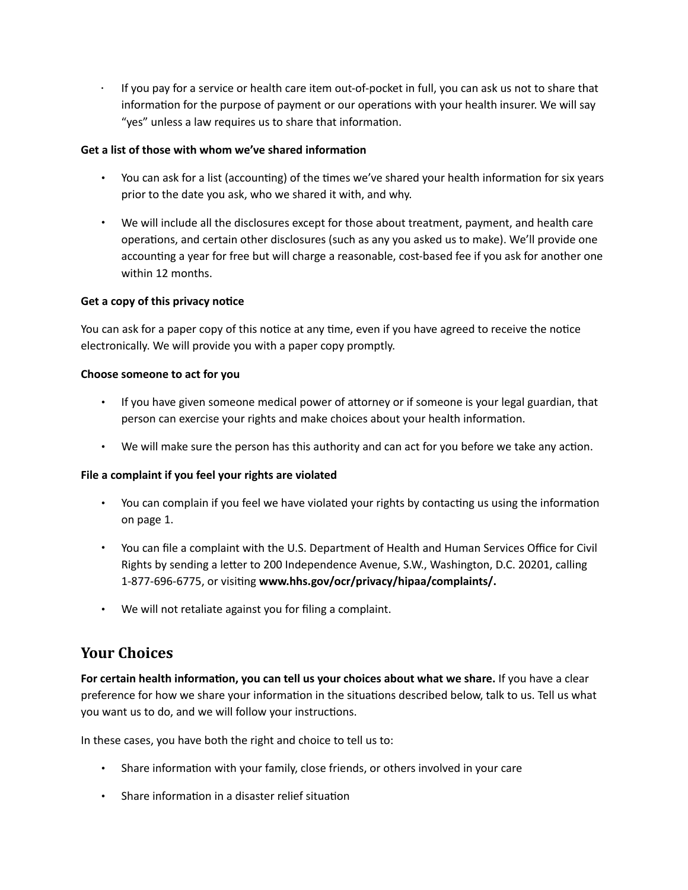- If you pay for a service or health care item out-of-pocket in full, you can ask us not to share that information for the purpose of payment or our operations with your health insurer. We will say "yes" unless a law requires us to share that information.

**Get a list of those with whom we've shared information**

- You can ask for a list (accounting) of the times we've shared your health information for six years prior to the date you ask, who we shared it with, and why.
- We will include all the disclosures except for those about treatment, payment, and health care operations, and certain other disclosures (such as any you asked us to make). We'll provide one accounting a year for free but will charge a reasonable, cost-based fee if you ask for another one within 12 months.

**Get a copy of this privacy notice**

You can ask for a paper copy of this notice at any time, even if you have agreed to receive the notice electronically. We will provide you with a paper copy promptly.

**Choose someone to act for you**

- If you have given someone medical power of attorney or if someone is your legal guardian, that person can exercise your rights and make choices about your health information.
- We will make sure the person has this authority and can act for you before we take any action.

**File a complaint if you feel your rights are violated**

- You can complain if you feel we have violated your rights by contacting us using the information on page 1.
- You can file a complaint with the U.S. Department of Health and Human Services Office for Civil Rights by sending a letter to 200 Independence Avenue, S.W., Washington, D.C. 20201, calling 1-877-696-6775, or visiting **www.hhs.gov/ocr/privacy/hipaa/complaints/.**
- We will not retaliate against you for filing a complaint.

## Your Choices

**For certain health information, you can tell us your choices about what we share.** If you have a clear preference for how we share your information in the situations described below, talk to us. Tell us what you want us to do, and we will follow your instructions.

In these cases, you have both the right and choice to tell us to:

- Share information with your family, close friends, or others involved in your care
- Share information in a disaster relief situation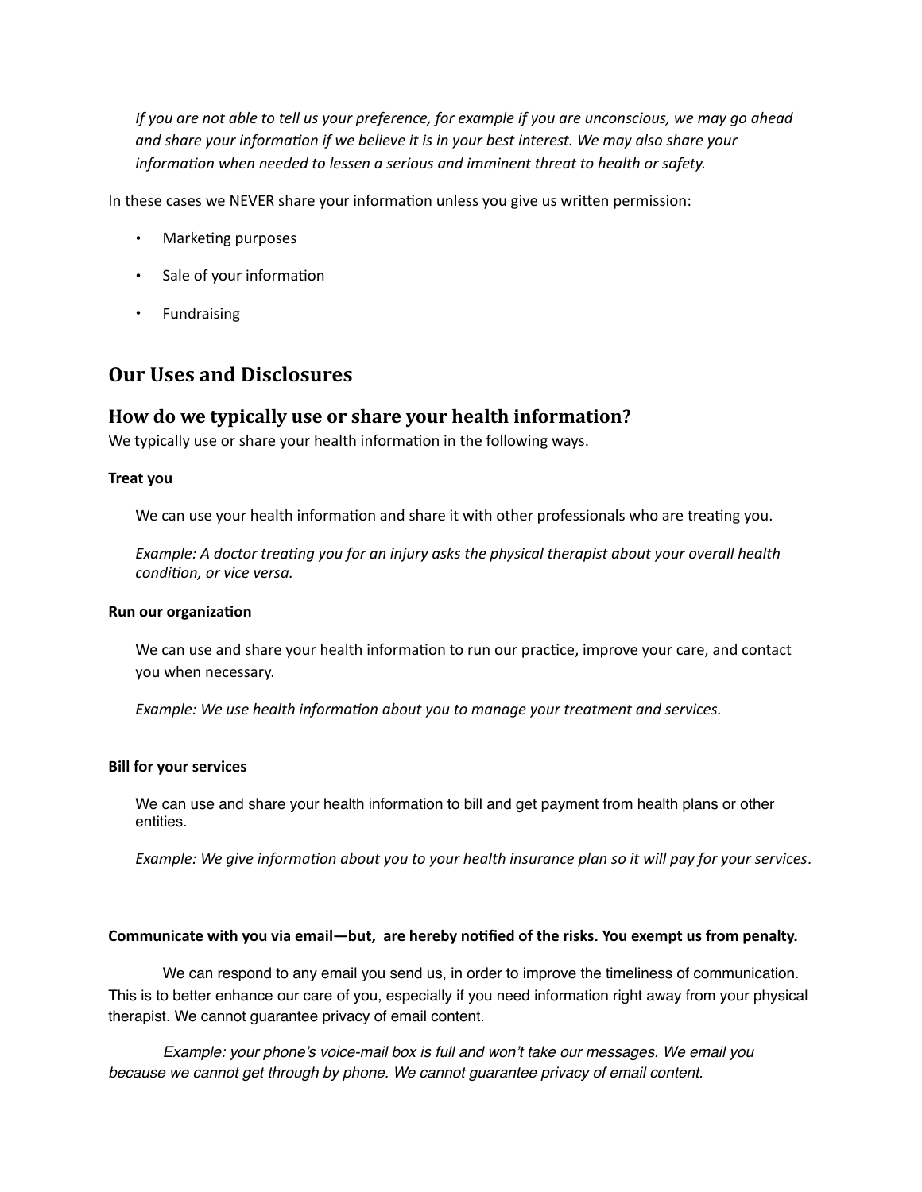*If you are not able to tell us your preference, for example if you are unconscious, we may go ahead and share your information if we believe it is in your best interest. We may also share your information when needed to lessen a serious and imminent threat to health or safety.*

In these cases we NEVER share your information unless you give us written permission:

- Marketing purposes
- Sale of your information
- Fundraising

## Our Uses and Disclosures

### How do we typically use or share your health information?

We typically use or share your health information in the following ways.

**Treat you**

We can use your health information and share it with other professionals who are treating you.

*Example: A doctor treating you for an injury asks the physical therapist about your overall health condition, or vice versa.*

**Run our organization**

We can use and share your health information to run our practice, improve your care, and contact you when necessary.

*Example: We use health information about you to manage your treatment and services.*

**Bill for your services**

We can use and share your health information to bill and get payment from health plans or other entities.

*Example: We give information about you to your health insurance plan so it will pay for your services.*

**Communicate with you via email—but, are hereby notified of the risks. You exempt us from penalty.**

We can respond to any email you send us, in order to improve the timeliness of communication. This is to better enhance our care of you, especially if you need information right away from your physical therapist. We cannot guarantee privacy of email content.

*Example: your phone's voice-mail box is full and won't take our messages. We email you because we cannot get through by phone. We cannot guarantee privacy of email content.*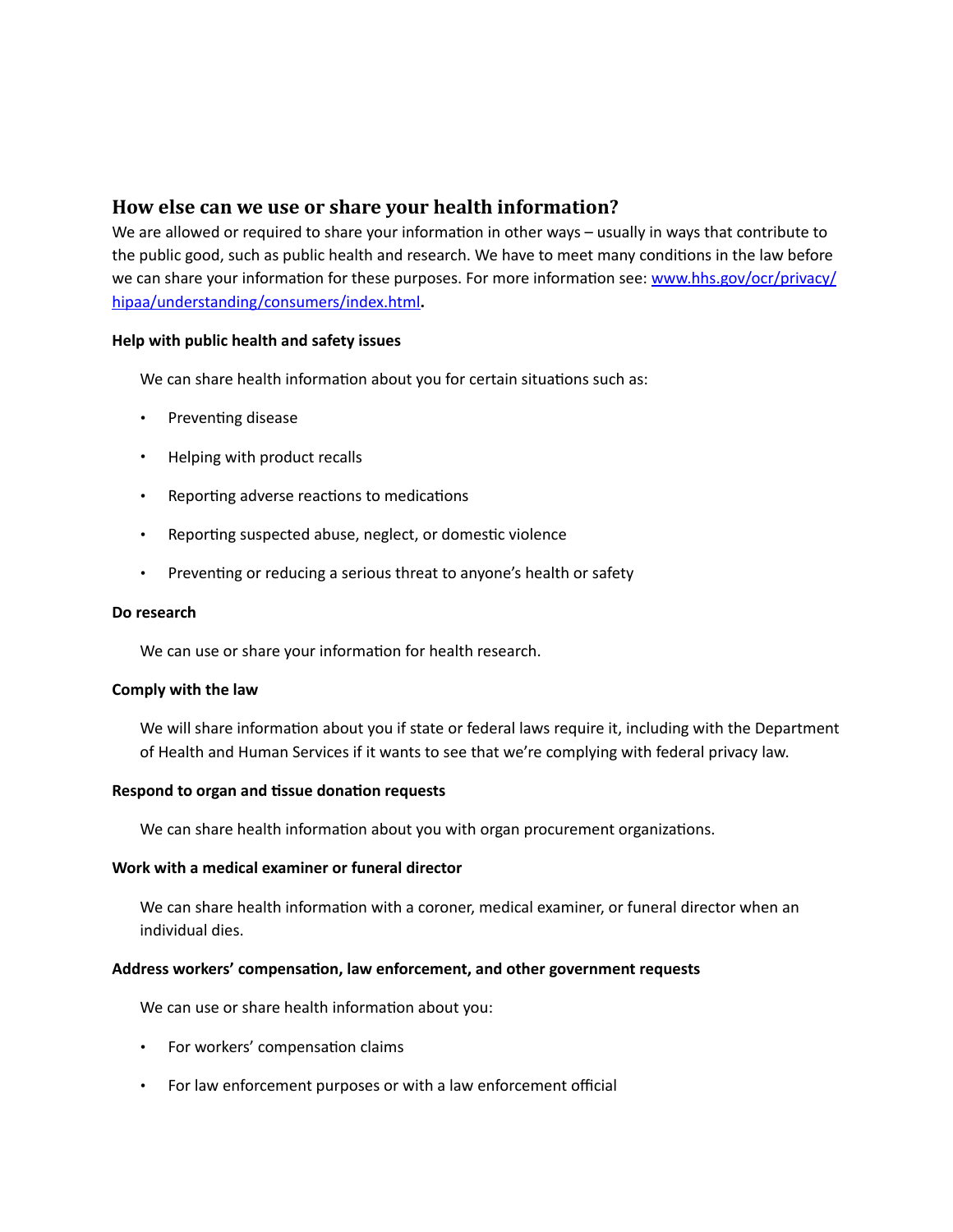## How else can we use or share your health information?

We are allowed or required to share your information in other ways – usually in ways that contribute to the public good, such as public health and research. We have to meet many conditions in the law before we can share your information for these purposes. For more information see: [www.hhs.gov/ocr/privacy/hipaa/understanding/consumers/index.html](www.hhs.gov/ocr/privacy/hipaa/understanding/consumers/index.html)**.**

**Help with public health and safety issues**

We can share health information about you for certain situations such as:

- Preventing disease
- Helping with product recalls
- Reporting adverse reactions to medications
- Reporting suspected abuse, neglect, or domestic violence
- Preventing or reducing a serious threat to anyone's health or safety

**Do research**

We can use or share your information for health research.

**Comply with the law**

We will share information about you if state or federal laws require it, including with the Department of Health and Human Services if it wants to see that we're complying with federal privacy law.

**Respond to organ and tissue donation requests**

We can share health information about you with organ procurement organizations.

**Work with a medical examiner or funeral director**

We can share health information with a coroner, medical examiner, or funeral director when an individual dies.

**Address workers' compensation, law enforcement, and other government requests**

We can use or share health information about you:

- For workers' compensation claims
- For law enforcement purposes or with a law enforcement official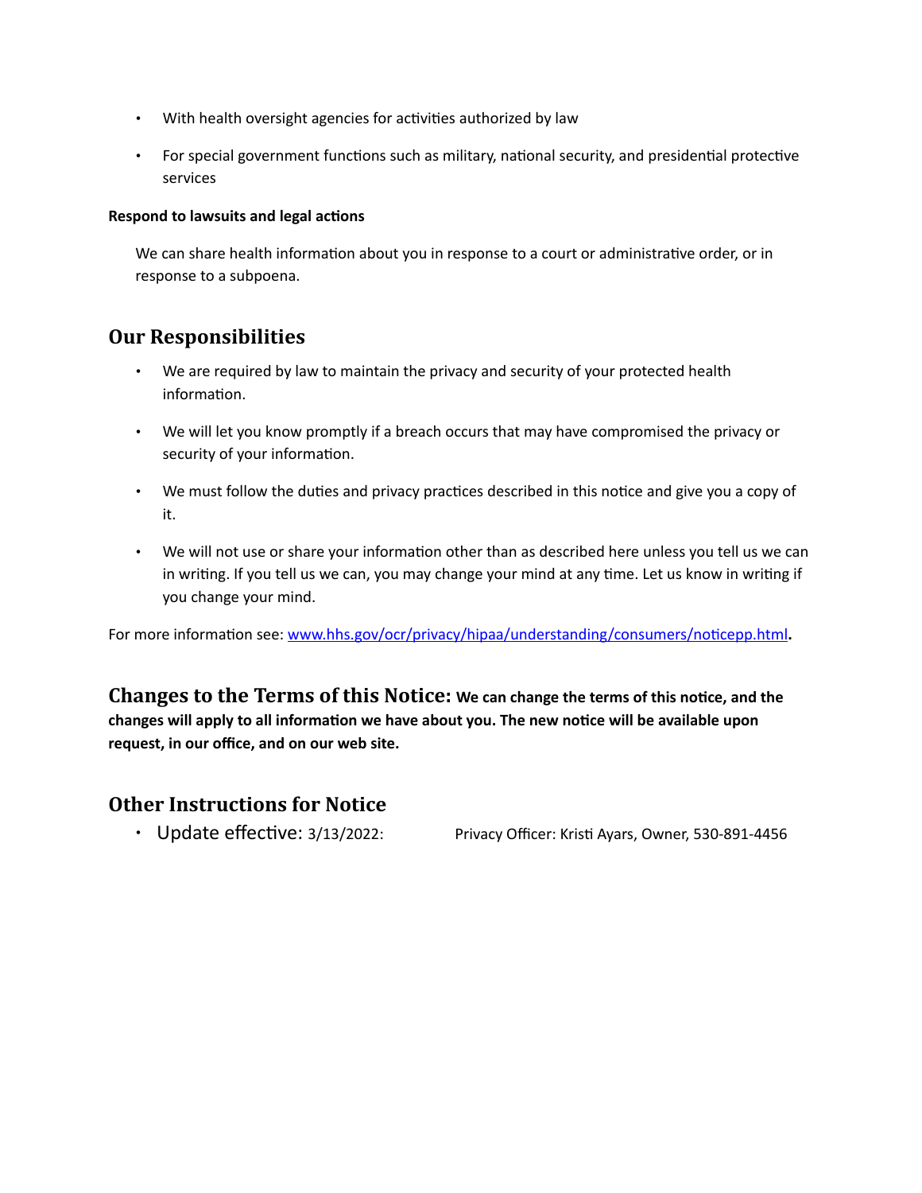- With health oversight agencies for activities authorized by law
- For special government functions such as military, national security, and presidential protective services

**Respond to lawsuits and legal actions**

We can share health information about you in response to a court or administrative order, or in response to a subpoena.

## Our Responsibilities

- We are required by law to maintain the privacy and security of your protected health information.
- We will let you know promptly if a breach occurs that may have compromised the privacy or security of your information.
- We must follow the duties and privacy practices described in this notice and give you a copy of it.
- We will not use or share your information other than as described here unless you tell us we can in writing. If you tell us we can, you may change your mind at any time. Let us know in writing if you change your mind.

For more information see: [www.hhs.gov/ocr/privacy/hipaa/understanding/consumers/noticepp.html](http://www.hhs.gov/ocr/privacy/hipaa/understanding/consumers/noticepp.html)**.**

## Changes to the Terms of this Notice: **We can change the terms of this notice, and the changes will apply to all information we have about you. The new notice will be available upon request, in our office, and on our web site.**

## Other Instructions for Notice

- Update effective: 3/13/2022: Privacy Officer: Kristi Ayars, Owner, 530-891-4456